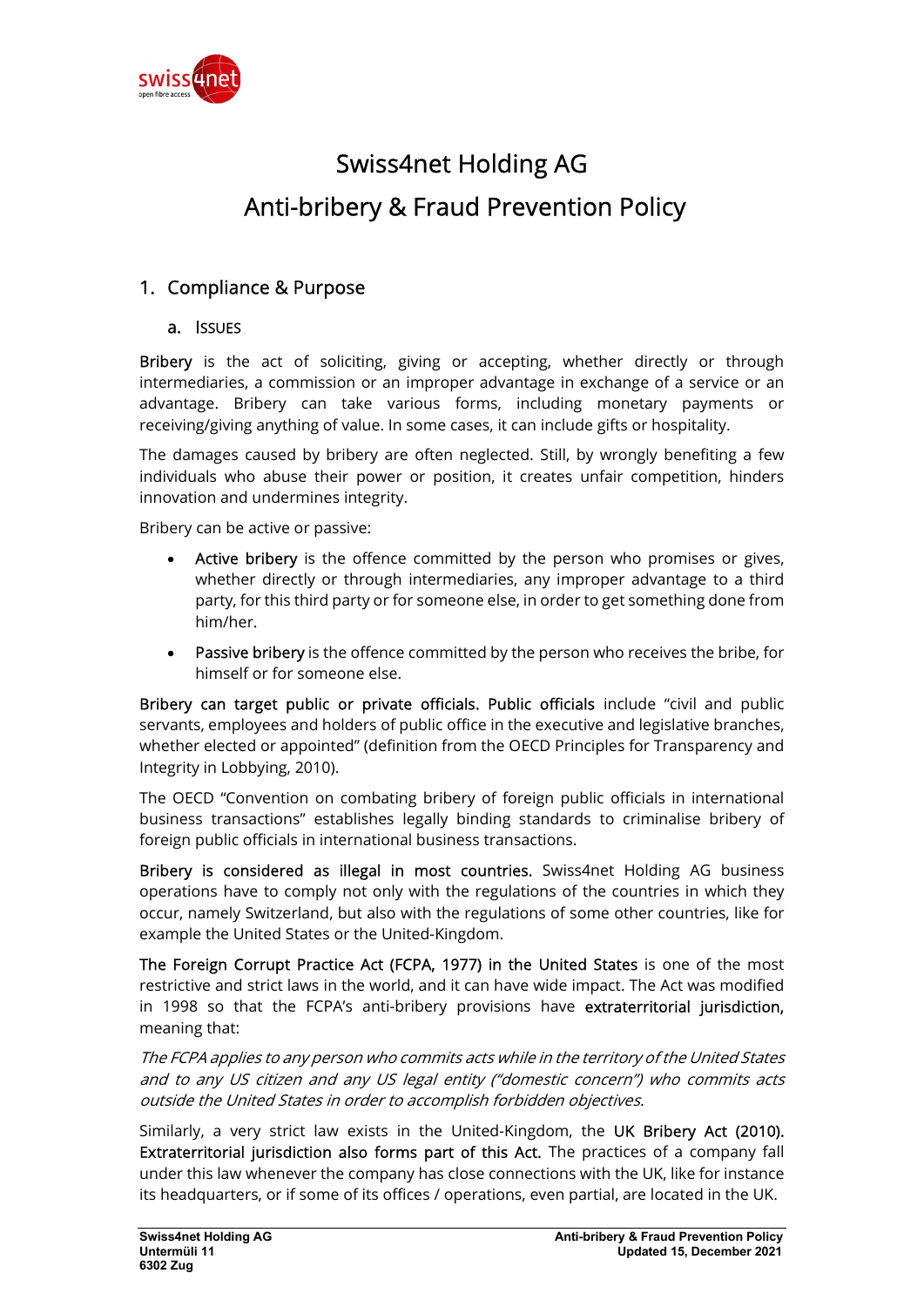# Swiss4net Holding AG
# Anti-bribery & Fraud Prevention Policy

## 1. Compliance & Purpose

### a. Issues

**Bribery** is the act of soliciting, giving or accepting, whether directly or through intermediaries, a commission or an improper advantage in exchange of a service or an advantage. Bribery can take various forms, including monetary payments or receiving/giving anything of value. In some cases, it can include gifts or hospitality.

The damages caused by bribery are often neglected. Still, by wrongly benefiting a few individuals who abuse their power or position, it creates unfair competition, hinders innovation and undermines integrity.

Bribery can be active or passive:

- **Active bribery** is the offence committed by the person who promises or gives, whether directly or through intermediaries, any improper advantage to a third party, for this third party or for someone else, in order to get something done from him/her.
- **Passive bribery** is the offence committed by the person who receives the bribe, for himself or for someone else.

**Bribery can target public or private officials. Public officials** include "civil and public servants, employees and holders of public office in the executive and legislative branches, whether elected or appointed" (definition from the OECD Principles for Transparency and Integrity in Lobbying, 2010).

The OECD "Convention on combating bribery of foreign public officials in international business transactions" establishes legally binding standards to criminalise bribery of foreign public officials in international business transactions.

**Bribery is considered as illegal in most countries.** Swiss4net Holding AG business operations have to comply not only with the regulations of the countries in which they occur, namely Switzerland, but also with the regulations of some other countries, like for example the United States or the United-Kingdom.

**The Foreign Corrupt Practice Act (FCPA, 1977) in the United States** is one of the most restrictive and strict laws in the world, and it can have wide impact. The Act was modified in 1998 so that the FCPA's anti-bribery provisions have **extraterritorial jurisdiction,** meaning that:

*The FCPA applies to any person who commits acts while in the territory of the United States and to any US citizen and any US legal entity ("domestic concern") who commits acts outside the United States in order to accomplish forbidden objectives.*

Similarly, a very strict law exists in the United-Kingdom, the **UK Bribery Act (2010). Extraterritorial jurisdiction also forms part of this Act.** The practices of a company fall under this law whenever the company has close connections with the UK, like for instance its headquarters, or if some of its offices / operations, even partial, are located in the UK.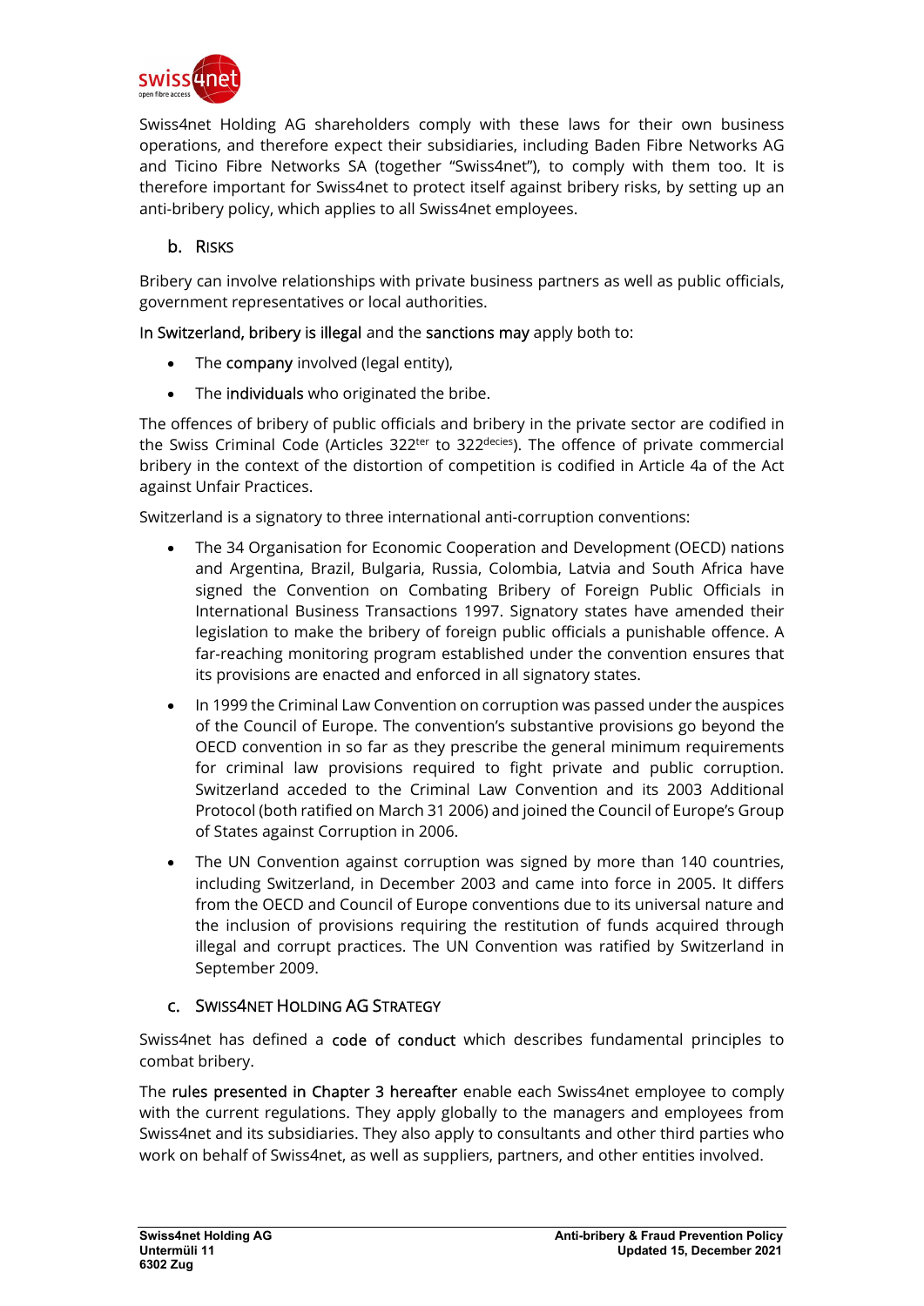Swiss4net Holding AG shareholders comply with these laws for their own business operations, and therefore expect their subsidiaries, including Baden Fibre Networks AG and Ticino Fibre Networks SA (together "Swiss4net"), to comply with them too. It is therefore important for Swiss4net to protect itself against bribery risks, by setting up an anti-bribery policy, which applies to all Swiss4net employees.

### b. Risks

Bribery can involve relationships with private business partners as well as public officials, government representatives or local authorities.

In Switzerland, bribery is illegal and the sanctions may apply both to:

- The company involved (legal entity),
- The individuals who originated the bribe.

The offences of bribery of public officials and bribery in the private sector are codified in the Swiss Criminal Code (Articles 322^ter to 322^decies). The offence of private commercial bribery in the context of the distortion of competition is codified in Article 4a of the Act against Unfair Practices.

Switzerland is a signatory to three international anti-corruption conventions:

- The 34 Organisation for Economic Cooperation and Development (OECD) nations and Argentina, Brazil, Bulgaria, Russia, Colombia, Latvia and South Africa have signed the Convention on Combating Bribery of Foreign Public Officials in International Business Transactions 1997. Signatory states have amended their legislation to make the bribery of foreign public officials a punishable offence. A far-reaching monitoring program established under the convention ensures that its provisions are enacted and enforced in all signatory states.
- In 1999 the Criminal Law Convention on corruption was passed under the auspices of the Council of Europe. The convention's substantive provisions go beyond the OECD convention in so far as they prescribe the general minimum requirements for criminal law provisions required to fight private and public corruption. Switzerland acceded to the Criminal Law Convention and its 2003 Additional Protocol (both ratified on March 31 2006) and joined the Council of Europe's Group of States against Corruption in 2006.
- The UN Convention against corruption was signed by more than 140 countries, including Switzerland, in December 2003 and came into force in 2005. It differs from the OECD and Council of Europe conventions due to its universal nature and the inclusion of provisions requiring the restitution of funds acquired through illegal and corrupt practices. The UN Convention was ratified by Switzerland in September 2009.

### c. Swiss4net Holding AG Strategy

Swiss4net has defined a code of conduct which describes fundamental principles to combat bribery.

The rules presented in Chapter 3 hereafter enable each Swiss4net employee to comply with the current regulations. They apply globally to the managers and employees from Swiss4net and its subsidiaries. They also apply to consultants and other third parties who work on behalf of Swiss4net, as well as suppliers, partners, and other entities involved.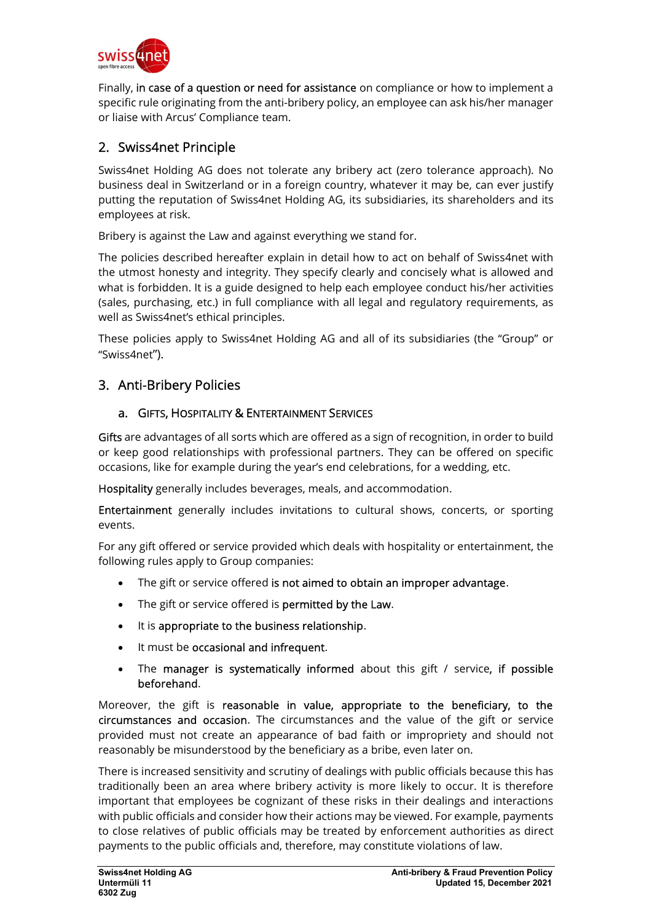Finally, in case of a question or need for assistance on compliance or how to implement a specific rule originating from the anti-bribery policy, an employee can ask his/her manager or liaise with Arcus' Compliance team.

## 2. Swiss4net Principle

Swiss4net Holding AG does not tolerate any bribery act (zero tolerance approach). No business deal in Switzerland or in a foreign country, whatever it may be, can ever justify putting the reputation of Swiss4net Holding AG, its subsidiaries, its shareholders and its employees at risk.

Bribery is against the Law and against everything we stand for.

The policies described hereafter explain in detail how to act on behalf of Swiss4net with the utmost honesty and integrity. They specify clearly and concisely what is allowed and what is forbidden. It is a guide designed to help each employee conduct his/her activities (sales, purchasing, etc.) in full compliance with all legal and regulatory requirements, as well as Swiss4net's ethical principles.

These policies apply to Swiss4net Holding AG and all of its subsidiaries (the "Group" or "Swiss4net").

## 3. Anti-Bribery Policies

### a. Gifts, Hospitality & Entertainment Services

Gifts are advantages of all sorts which are offered as a sign of recognition, in order to build or keep good relationships with professional partners. They can be offered on specific occasions, like for example during the year's end celebrations, for a wedding, etc.

Hospitality generally includes beverages, meals, and accommodation.

Entertainment generally includes invitations to cultural shows, concerts, or sporting events.

For any gift offered or service provided which deals with hospitality or entertainment, the following rules apply to Group companies:

- The gift or service offered is not aimed to obtain an improper advantage.
- The gift or service offered is permitted by the Law.
- It is appropriate to the business relationship.
- It must be occasional and infrequent.
- The manager is systematically informed about this gift / service, if possible beforehand.

Moreover, the gift is reasonable in value, appropriate to the beneficiary, to the circumstances and occasion. The circumstances and the value of the gift or service provided must not create an appearance of bad faith or impropriety and should not reasonably be misunderstood by the beneficiary as a bribe, even later on.

There is increased sensitivity and scrutiny of dealings with public officials because this has traditionally been an area where bribery activity is more likely to occur. It is therefore important that employees be cognizant of these risks in their dealings and interactions with public officials and consider how their actions may be viewed. For example, payments to close relatives of public officials may be treated by enforcement authorities as direct payments to the public officials and, therefore, may constitute violations of law.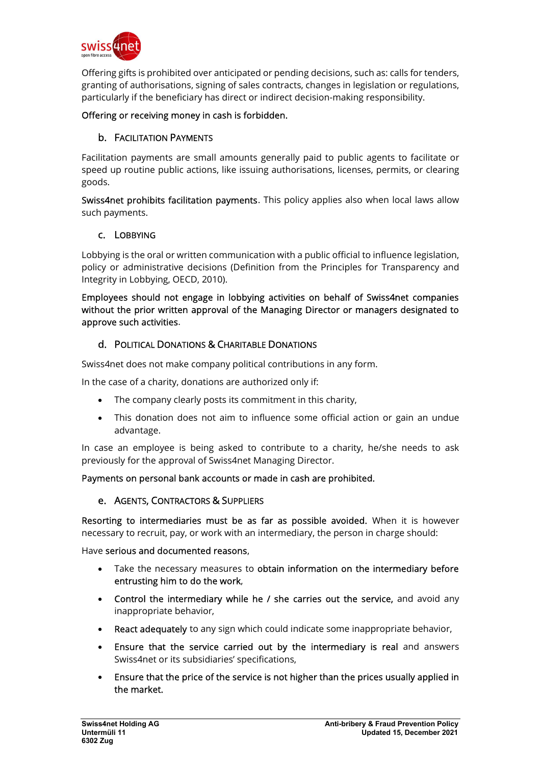Offering gifts is prohibited over anticipated or pending decisions, such as: calls for tenders, granting of authorisations, signing of sales contracts, changes in legislation or regulations, particularly if the beneficiary has direct or indirect decision-making responsibility.

Offering or receiving money in cash is forbidden.

### b. Facilitation Payments

Facilitation payments are small amounts generally paid to public agents to facilitate or speed up routine public actions, like issuing authorisations, licenses, permits, or clearing goods.

Swiss4net prohibits facilitation payments. This policy applies also when local laws allow such payments.

### c. Lobbying

Lobbying is the oral or written communication with a public official to influence legislation, policy or administrative decisions (Definition from the Principles for Transparency and Integrity in Lobbying, OECD, 2010).

Employees should not engage in lobbying activities on behalf of Swiss4net companies without the prior written approval of the Managing Director or managers designated to approve such activities.

### d. Political Donations & Charitable Donations

Swiss4net does not make company political contributions in any form.

In the case of a charity, donations are authorized only if:

- The company clearly posts its commitment in this charity,
- This donation does not aim to influence some official action or gain an undue advantage.

In case an employee is being asked to contribute to a charity, he/she needs to ask previously for the approval of Swiss4net Managing Director.

Payments on personal bank accounts or made in cash are prohibited.

### e. Agents, Contractors & Suppliers

Resorting to intermediaries must be as far as possible avoided. When it is however necessary to recruit, pay, or work with an intermediary, the person in charge should:

Have serious and documented reasons,

- Take the necessary measures to obtain information on the intermediary before entrusting him to do the work,
- Control the intermediary while he / she carries out the service, and avoid any inappropriate behavior,
- React adequately to any sign which could indicate some inappropriate behavior,
- Ensure that the service carried out by the intermediary is real and answers Swiss4net or its subsidiaries' specifications,
- Ensure that the price of the service is not higher than the prices usually applied in the market.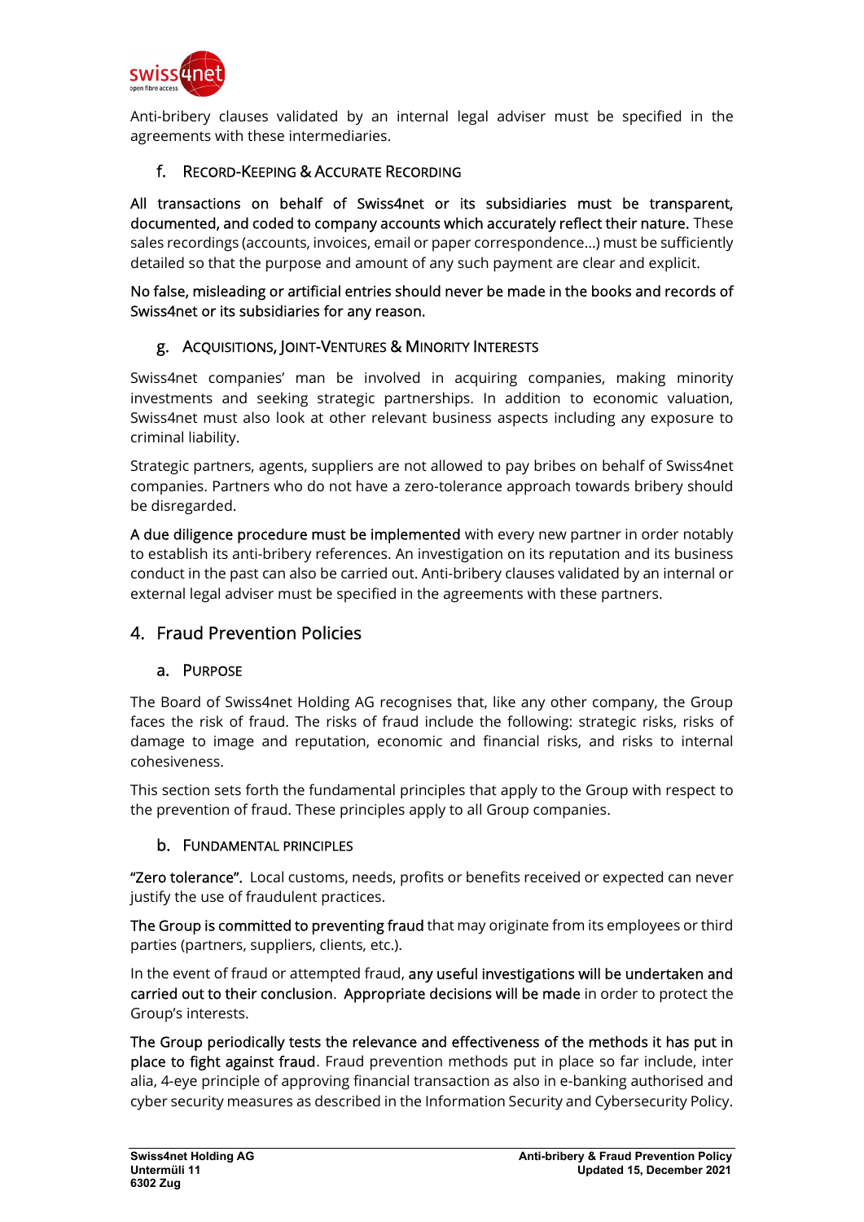Anti-bribery clauses validated by an internal legal adviser must be specified in the agreements with these intermediaries.

### f. Record-Keeping & Accurate Recording

All transactions on behalf of Swiss4net or its subsidiaries must be transparent, documented, and coded to company accounts which accurately reflect their nature. These sales recordings (accounts, invoices, email or paper correspondence…) must be sufficiently detailed so that the purpose and amount of any such payment are clear and explicit.

No false, misleading or artificial entries should never be made in the books and records of Swiss4net or its subsidiaries for any reason.

### g. Acquisitions, Joint-Ventures & Minority Interests

Swiss4net companies' man be involved in acquiring companies, making minority investments and seeking strategic partnerships. In addition to economic valuation, Swiss4net must also look at other relevant business aspects including any exposure to criminal liability.

Strategic partners, agents, suppliers are not allowed to pay bribes on behalf of Swiss4net companies. Partners who do not have a zero-tolerance approach towards bribery should be disregarded.

A due diligence procedure must be implemented with every new partner in order notably to establish its anti-bribery references. An investigation on its reputation and its business conduct in the past can also be carried out. Anti-bribery clauses validated by an internal or external legal adviser must be specified in the agreements with these partners.

## 4. Fraud Prevention Policies

### a. Purpose

The Board of Swiss4net Holding AG recognises that, like any other company, the Group faces the risk of fraud. The risks of fraud include the following: strategic risks, risks of damage to image and reputation, economic and financial risks, and risks to internal cohesiveness.

This section sets forth the fundamental principles that apply to the Group with respect to the prevention of fraud. These principles apply to all Group companies.

### b. Fundamental Principles

"Zero tolerance". Local customs, needs, profits or benefits received or expected can never justify the use of fraudulent practices.

The Group is committed to preventing fraud that may originate from its employees or third parties (partners, suppliers, clients, etc.).

In the event of fraud or attempted fraud, any useful investigations will be undertaken and carried out to their conclusion. Appropriate decisions will be made in order to protect the Group's interests.

The Group periodically tests the relevance and effectiveness of the methods it has put in place to fight against fraud. Fraud prevention methods put in place so far include, inter alia, 4-eye principle of approving financial transaction as also in e-banking authorised and cyber security measures as described in the Information Security and Cybersecurity Policy.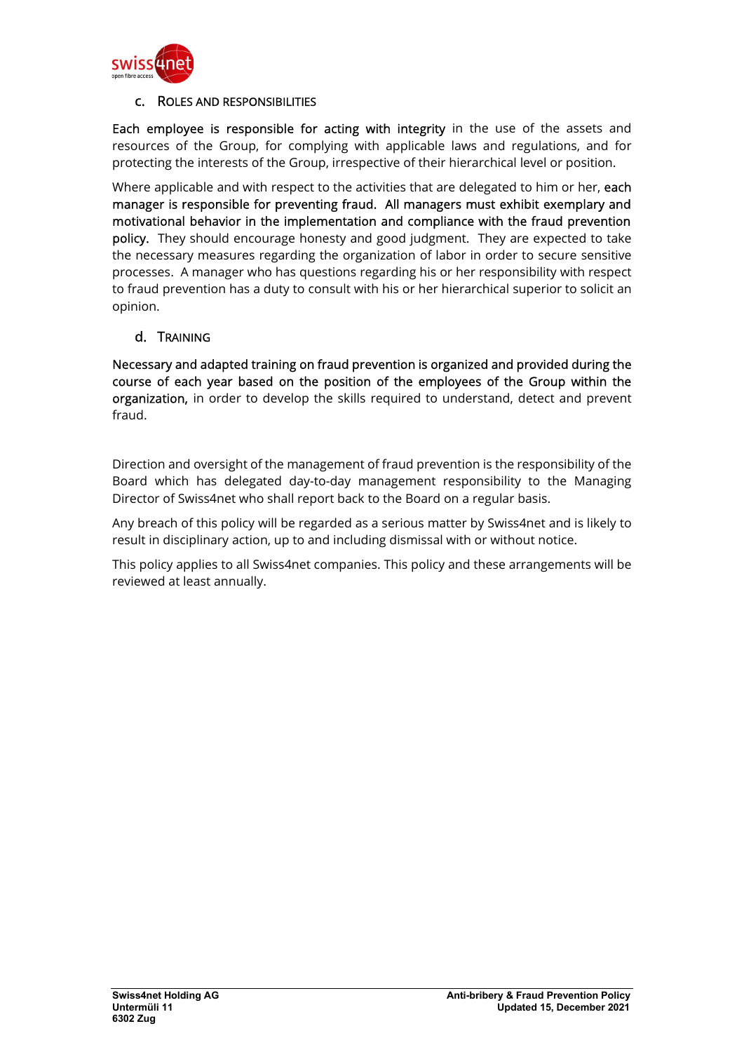### c. Roles and Responsibilities

**Each employee is responsible for acting with integrity** in the use of the assets and resources of the Group, for complying with applicable laws and regulations, and for protecting the interests of the Group, irrespective of their hierarchical level or position.

Where applicable and with respect to the activities that are delegated to him or her, **each manager is responsible for preventing fraud. All managers must exhibit exemplary and motivational behavior in the implementation and compliance with the fraud prevention policy.** They should encourage honesty and good judgment. They are expected to take the necessary measures regarding the organization of labor in order to secure sensitive processes. A manager who has questions regarding his or her responsibility with respect to fraud prevention has a duty to consult with his or her hierarchical superior to solicit an opinion.

### d. Training

**Necessary and adapted training on fraud prevention is organized and provided during the course of each year based on the position of the employees of the Group within the organization,** in order to develop the skills required to understand, detect and prevent fraud.

Direction and oversight of the management of fraud prevention is the responsibility of the Board which has delegated day-to-day management responsibility to the Managing Director of Swiss4net who shall report back to the Board on a regular basis.

Any breach of this policy will be regarded as a serious matter by Swiss4net and is likely to result in disciplinary action, up to and including dismissal with or without notice.

This policy applies to all Swiss4net companies. This policy and these arrangements will be reviewed at least annually.